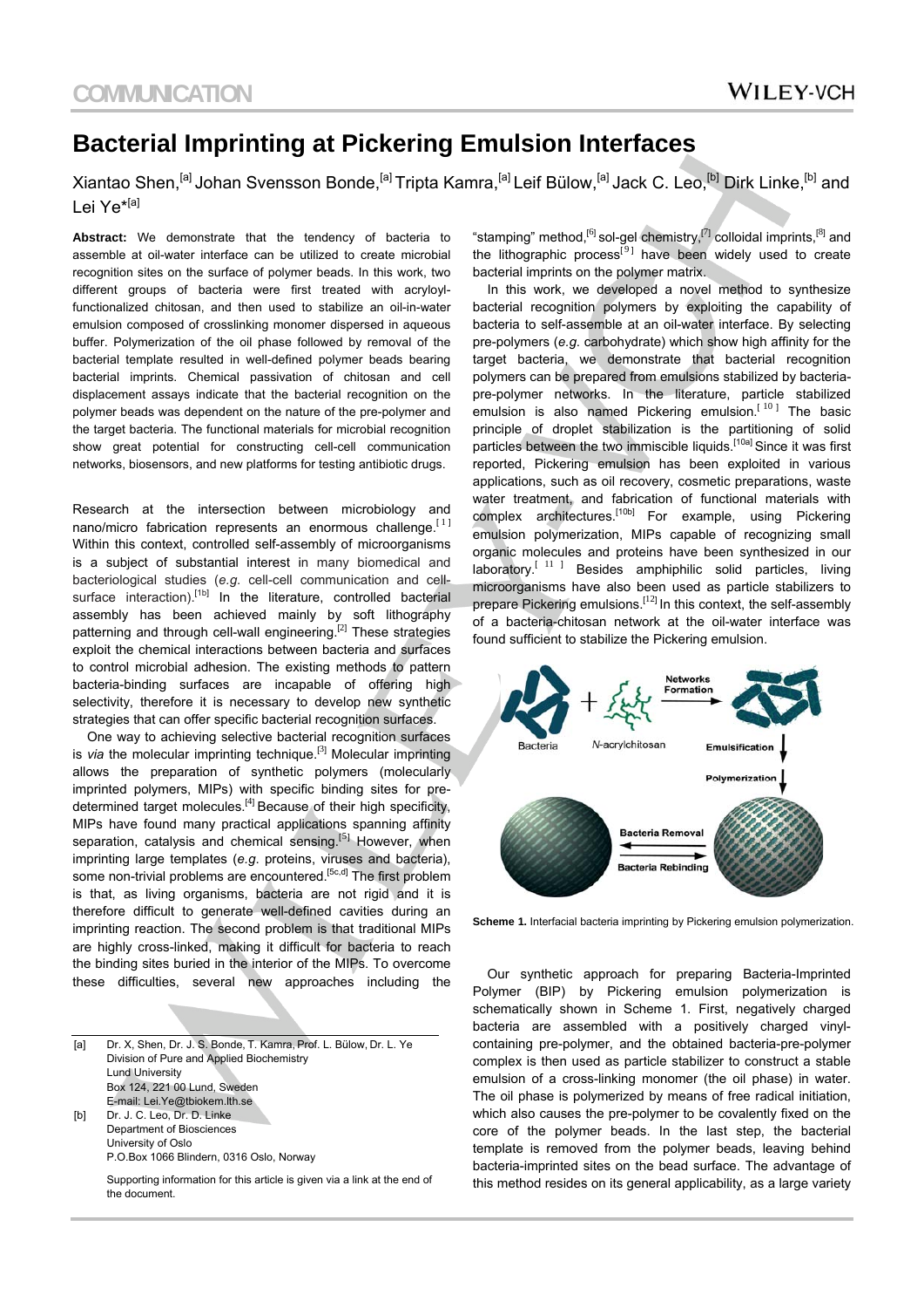# Bacterial Imprinting at Pickering Emulsion Interfaces

Xiantao Shen,[a] Johan Svensson Bonde,[a] Tripta Kamra,[a] Leif Bülow,[a] Jack C. Leo,[b] Dirk Linke,[b] and Lei Ye*[a]

**Abstract:** We demonstrate that the tendency of bacteria to assemble at oil-water interface can be utilized to create microbial recognition sites on the surface of polymer beads. In this work, two different groups of bacteria were first treated with acryloyl-functionalized chitosan, and then used to stabilize an oil-in-water emulsion composed of crosslinking monomer dispersed in aqueous buffer. Polymerization of the oil phase followed by removal of the bacterial template resulted in well-defined polymer beads bearing bacterial imprints. Chemical passivation of chitosan and cell displacement assays indicate that the bacterial recognition on the polymer beads was dependent on the nature of the pre-polymer and the target bacteria. The functional materials for microbial recognition show great potential for constructing cell-cell communication networks, biosensors, and new platforms for testing antibiotic drugs.

Research at the intersection between microbiology and nano/micro fabrication represents an enormous challenge.[1] Within this context, controlled self-assembly of microorganisms is a subject of substantial interest in many biomedical and bacteriological studies (*e.g.* cell-cell communication and cell-surface interaction).[1b] In the literature, controlled bacterial assembly has been achieved mainly by soft lithography patterning and through cell-wall engineering.[2] These strategies exploit the chemical interactions between bacteria and surfaces to control microbial adhesion. The existing methods to pattern bacteria-binding surfaces are incapable of offering high selectivity, therefore it is necessary to develop new synthetic strategies that can offer specific bacterial recognition surfaces.

One way to achieving selective bacterial recognition surfaces is *via* the molecular imprinting technique.[3] Molecular imprinting allows the preparation of synthetic polymers (molecularly imprinted polymers, MIPs) with specific binding sites for pre-determined target molecules.[4] Because of their high specificity, MIPs have found many practical applications spanning affinity separation, catalysis and chemical sensing.[5] However, when imprinting large templates (*e.g.* proteins, viruses and bacteria), some non-trivial problems are encountered.[5c,d] The first problem is that, as living organisms, bacteria are not rigid and it is therefore difficult to generate well-defined cavities during an imprinting reaction. The second problem is that traditional MIPs are highly cross-linked, making it difficult for bacteria to reach the binding sites buried in the interior of the MIPs. To overcome these difficulties, several new approaches including the "stamping" method,[6] sol-gel chemistry,[7] colloidal imprints,[8] and the lithographic process[9] have been widely used to create bacterial imprints on the polymer matrix.

In this work, we developed a novel method to synthesize bacterial recognition polymers by exploiting the capability of bacteria to self-assemble at an oil-water interface. By selecting pre-polymers (*e.g.* carbohydrate) which show high affinity for the target bacteria, we demonstrate that bacterial recognition polymers can be prepared from emulsions stabilized by bacteria-pre-polymer networks. In the literature, particle stabilized emulsion is also named Pickering emulsion.[10] The basic principle of droplet stabilization is the partitioning of solid particles between the two immiscible liquids.[10a] Since it was first reported, Pickering emulsion has been exploited in various applications, such as oil recovery, cosmetic preparations, waste water treatment, and fabrication of functional materials with complex architectures.[10b] For example, using Pickering emulsion polymerization, MIPs capable of recognizing small organic molecules and proteins have been synthesized in our laboratory.[11] Besides amphiphilic solid particles, living microorganisms have also been used as particle stabilizers to prepare Pickering emulsions.[12] In this context, the self-assembly of a bacteria-chitosan network at the oil-water interface was found sufficient to stabilize the Pickering emulsion.

**Scheme 1.** Interfacial bacteria imprinting by Pickering emulsion polymerization.

Our synthetic approach for preparing Bacteria-Imprinted Polymer (BIP) by Pickering emulsion polymerization is schematically shown in Scheme 1. First, negatively charged bacteria are assembled with a positively charged vinyl-containing pre-polymer, and the obtained bacteria-pre-polymer complex is then used as particle stabilizer to construct a stable emulsion of a cross-linking monomer (the oil phase) in water. The oil phase is polymerized by means of free radical initiation, which also causes the pre-polymer to be covalently fixed on the core of the polymer beads. In the last step, the bacterial template is removed from the polymer beads, leaving behind bacteria-imprinted sites on the bead surface. The advantage of this method resides on its general applicability, as a large variety

[a] Dr. X, Shen, Dr. J. S. Bonde, T. Kamra, Prof. L. Bülow, Dr. L. Ye
Division of Pure and Applied Biochemistry
Lund University
Box 124, 221 00 Lund, Sweden
E-mail: Lei.Ye@tbiokem.lth.se

[b] Dr. J. C. Leo, Dr. D. Linke
Department of Biosciences
University of Oslo
P.O.Box 1066 Blindern, 0316 Oslo, Norway

Supporting information for this article is given via a link at the end of the document.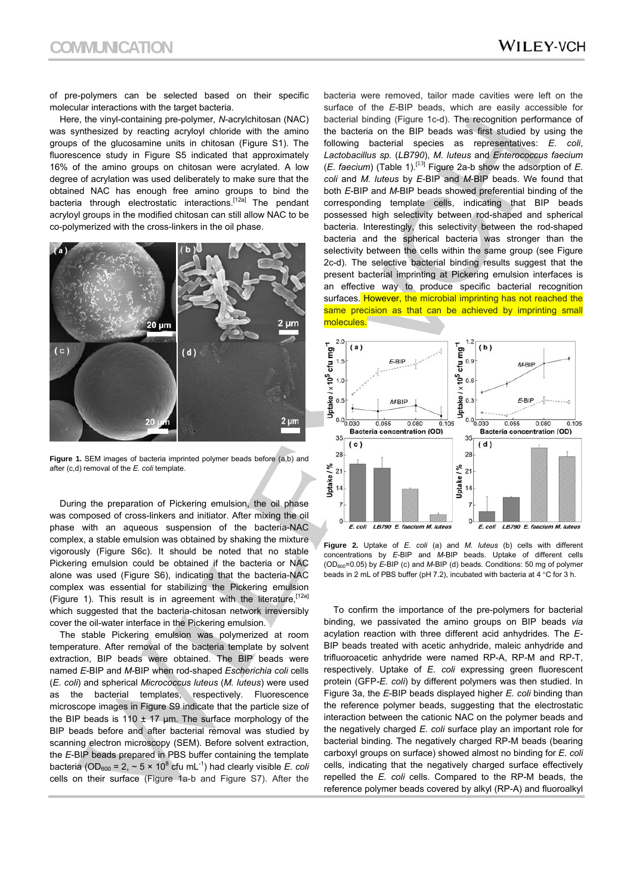of pre-polymers can be selected based on their specific molecular interactions with the target bacteria.

Here, the vinyl-containing pre-polymer, *N*-acrylchitosan (NAC) was synthesized by reacting acryloyl chloride with the amino groups of the glucosamine units in chitosan (Figure S1). The fluorescence study in Figure S5 indicated that approximately 16% of the amino groups on chitosan were acrylated. A low degree of acrylation was used deliberately to make sure that the obtained NAC has enough free amino groups to bind the bacteria through electrostatic interactions.[12a] The pendant acryloyl groups in the modified chitosan can still allow NAC to be co-polymerized with the cross-linkers in the oil phase.

**Figure 1.** SEM images of bacteria imprinted polymer beads before (a,b) and after (c,d) removal of the *E. coli* template.

During the preparation of Pickering emulsion, the oil phase was composed of cross-linkers and initiator. After mixing the oil phase with an aqueous suspension of the bacteria-NAC complex, a stable emulsion was obtained by shaking the mixture vigorously (Figure S6c). It should be noted that no stable Pickering emulsion could be obtained if the bacteria or NAC alone was used (Figure S6), indicating that the bacteria-NAC complex was essential for stabilizing the Pickering emulsion (Figure 1). This result is in agreement with the literature,[12a] which suggested that the bacteria-chitosan network irreversibly cover the oil-water interface in the Pickering emulsion.

The stable Pickering emulsion was polymerized at room temperature. After removal of the bacteria template by solvent extraction, BIP beads were obtained. The BIP beads were named *E*-BIP and *M*-BIP when rod-shaped *Escherichia coli* cells (*E. coli*) and spherical *Micrococcus luteus* (*M. luteus*) were used as the bacterial templates, respectively. Fluorescence microscope images in Figure S9 indicate that the particle size of the BIP beads is 110 ± 17 μm. The surface morphology of the BIP beads before and after bacterial removal was studied by scanning electron microscopy (SEM). Before solvent extraction, the *E*-BIP beads prepared in PBS buffer containing the template bacteria ($OD_{600}$ = 2, ~ 5 × $10^8$ cfu $mL^{-1}$) had clearly visible *E. coli* cells on their surface (Figure 1a-b and Figure S7). After the bacteria were removed, tailor made cavities were left on the surface of the *E*-BIP beads, which are easily accessible for bacterial binding (Figure 1c-d). The recognition performance of the bacteria on the BIP beads was first studied by using the following bacterial species as representatives: *E. coli*, *Lactobacillus sp.* (*LB790*), *M. luteus* and *Enterococcus faecium* (*E. faecium*) (Table 1).[13] Figure 2a-b show the adsorption of *E. coli* and *M. luteus* by *E*-BIP and *M*-BIP beads. We found that both *E*-BIP and *M*-BIP beads showed preferential binding of the corresponding template cells, indicating that BIP beads possessed high selectivity between rod-shaped and spherical bacteria. Interestingly, this selectivity between the rod-shaped bacteria and the spherical bacteria was stronger than the selectivity between the cells within the same group (see Figure 2c-d). The selective bacterial binding results suggest that the present bacterial imprinting at Pickering emulsion interfaces is an effective way to produce specific bacterial recognition surfaces. However, the microbial imprinting has not reached the same precision as that can be achieved by imprinting small molecules.

**Figure 2.** Uptake of *E. coli* (a) and *M. luteus* (b) cells with different concentrations by *E*-BIP and *M*-BIP beads. Uptake of different cells ($OD_{600}$=0.05) by *E*-BIP (c) and *M*-BIP (d) beads. Conditions: 50 mg of polymer beads in 2 mL of PBS buffer (pH 7.2), incubated with bacteria at 4 °C for 3 h.

To confirm the importance of the pre-polymers for bacterial binding, we passivated the amino groups on BIP beads *via* acylation reaction with three different acid anhydrides. The *E*-BIP beads treated with acetic anhydride, maleic anhydride and trifluoroacetic anhydride were named RP-A, RP-M and RP-T, respectively. Uptake of *E. coli* expressing green fluorescent protein (GFP-*E. coli*) by different polymers was then studied. In Figure 3a, the *E*-BIP beads displayed higher *E. coli* binding than the reference polymer beads, suggesting that the electrostatic interaction between the cationic NAC on the polymer beads and the negatively charged *E. coli* surface play an important role for bacterial binding. The negatively charged RP-M beads (bearing carboxyl groups on surface) showed almost no binding for *E. coli* cells, indicating that the negatively charged surface effectively repelled the *E. coli* cells. Compared to the RP-M beads, the reference polymer beads covered by alkyl (RP-A) and fluoroalkyl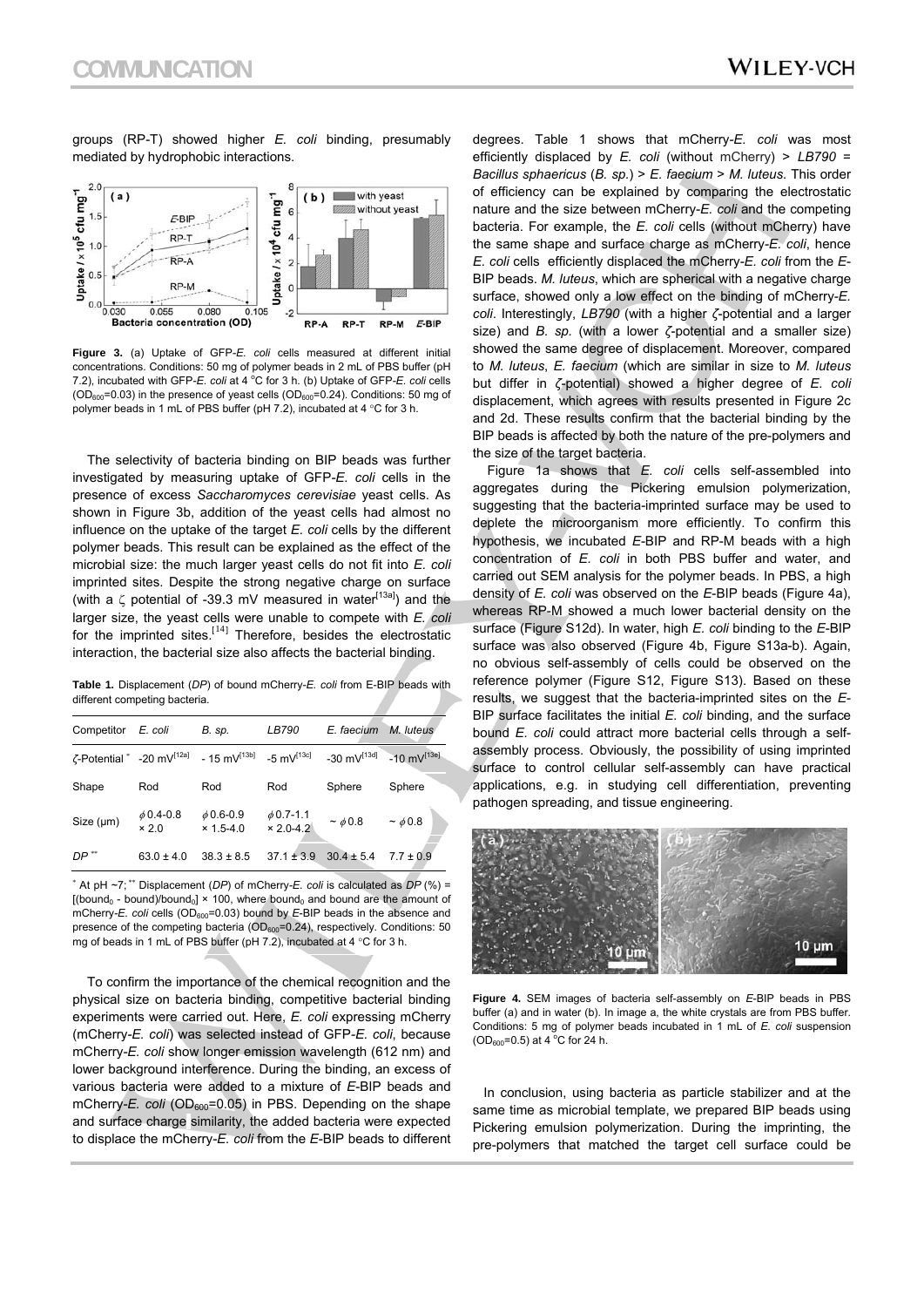groups (RP-T) showed higher *E. coli* binding, presumably mediated by hydrophobic interactions.

**Figure 3.** (a) Uptake of GFP-*E. coli* cells measured at different initial concentrations. Conditions: 50 mg of polymer beads in 2 mL of PBS buffer (pH 7.2), incubated with GFP-*E. coli* at 4 °C for 3 h. (b) Uptake of GFP-*E. coli* cells ($OD_{600}$=0.03) in the presence of yeast cells ($OD_{600}$=0.24). Conditions: 50 mg of polymer beads in 1 mL of PBS buffer (pH 7.2), incubated at 4 °C for 3 h.

The selectivity of bacteria binding on BIP beads was further investigated by measuring uptake of GFP-*E. coli* cells in the presence of excess *Saccharomyces cerevisiae* yeast cells. As shown in Figure 3b, addition of the yeast cells had almost no influence on the uptake of the target *E. coli* cells by the different polymer beads. This result can be explained as the effect of the microbial size: the much larger yeast cells do not fit into *E. coli* imprinted sites. Despite the strong negative charge on surface (with a ζ potential of -39.3 mV measured in water[13a]) and the larger size, the yeast cells were unable to compete with *E. coli* for the imprinted sites.[14] Therefore, besides the electrostatic interaction, the bacterial size also affects the bacterial binding.

**Table 1.** Displacement (*DP*) of bound mCherry-*E. coli* from E-BIP beads with different competing bacteria.

| Competitor | *E. coli* | *B. sp.* | *LB790* | *E. faecium* | *M. luteus* |
|---|---|---|---|---|---|
| ζ-Potential * | -20 mV[12a] | - 15 mV[13b] | -5 mV[13c] | -30 mV[13d] | -10 mV[13e] |
| Shape | Rod | Rod | Rod | Sphere | Sphere |
| Size (μm) | $\phi$ 0.4-0.8 × 2.0 | $\phi$ 0.6-0.9 × 1.5-4.0 | $\phi$ 0.7-1.1 × 2.0-4.2 | ~ $\phi$ 0.8 | ~ $\phi$ 0.8 |
| *DP* ** | 63.0 ± 4.0 | 38.3 ± 8.5 | 37.1 ± 3.9 | 30.4 ± 5.4 | 7.7 ± 0.9 |

* At pH ~7; ** Displacement (*DP*) of mCherry-*E. coli* is calculated as *DP* (%) = $[(\text{bound}_0 - \text{bound})/\text{bound}_0] \times 100$, where $\text{bound}_0$ and bound are the amount of mCherry-*E. coli* cells ($OD_{600}$=0.03) bound by *E*-BIP beads in the absence and presence of the competing bacteria ($OD_{600}$=0.24), respectively. Conditions: 50 mg of beads in 1 mL of PBS buffer (pH 7.2), incubated at 4 °C for 3 h.

To confirm the importance of the chemical recognition and the physical size on bacteria binding, competitive bacterial binding experiments were carried out. Here, *E. coli* expressing mCherry (mCherry-*E. coli*) was selected instead of GFP-*E. coli*, because mCherry-*E. coli* show longer emission wavelength (612 nm) and lower background interference. During the binding, an excess of various bacteria were added to a mixture of *E*-BIP beads and mCherry-*E. coli* ($OD_{600}$=0.05) in PBS. Depending on the shape and surface charge similarity, the added bacteria were expected to displace the mCherry-*E. coli* from the *E*-BIP beads to different degrees. Table 1 shows that mCherry-*E. coli* was most efficiently displaced by *E. coli* (without mCherry) > *LB790* = *Bacillus sphaericus* (*B. sp.*) > *E. faecium* > *M. luteus*. This order of efficiency can be explained by comparing the electrostatic nature and the size between mCherry-*E. coli* and the competing bacteria. For example, the *E. coli* cells (without mCherry) have the same shape and surface charge as mCherry-*E. coli*, hence *E. coli* cells efficiently displaced the mCherry-*E. coli* from the *E*-BIP beads. *M. luteus*, which are spherical with a negative charge surface, showed only a low effect on the binding of mCherry-*E. coli*. Interestingly, *LB790* (with a higher ζ-potential and a larger size) and *B. sp.* (with a lower ζ-potential and a smaller size) showed the same degree of displacement. Moreover, compared to *M. luteus*, *E. faecium* (which are similar in size to *M. luteus* but differ in ζ-potential) showed a higher degree of *E. coli* displacement, which agrees with results presented in Figure 2c and 2d. These results confirm that the bacterial binding by the BIP beads is affected by both the nature of the pre-polymers and the size of the target bacteria.

Figure 1a shows that *E. coli* cells self-assembled into aggregates during the Pickering emulsion polymerization, suggesting that the bacteria-imprinted surface may be used to deplete the microorganism more efficiently. To confirm this hypothesis, we incubated *E*-BIP and RP-M beads with a high concentration of *E. coli* in both PBS buffer and water, and carried out SEM analysis for the polymer beads. In PBS, a high density of *E. coli* was observed on the *E*-BIP beads (Figure 4a), whereas RP-M showed a much lower bacterial density on the surface (Figure S12d). In water, high *E. coli* binding to the *E*-BIP surface was also observed (Figure 4b, Figure S13a-b). Again, no obvious self-assembly of cells could be observed on the reference polymer (Figure S12, Figure S13). Based on these results, we suggest that the bacteria-imprinted sites on the *E*-BIP surface facilitates the initial *E. coli* binding, and the surface bound *E. coli* could attract more bacterial cells through a self-assembly process. Obviously, the possibility of using imprinted surface to control cellular self-assembly can have practical applications, e.g. in studying cell differentiation, preventing pathogen spreading, and tissue engineering.

**Figure 4.** SEM images of bacteria self-assembly on *E*-BIP beads in PBS buffer (a) and in water (b). In image a, the white crystals are from PBS buffer. Conditions: 5 mg of polymer beads incubated in 1 mL of *E. coli* suspension ($OD_{600}$=0.5) at 4 °C for 24 h.

In conclusion, using bacteria as particle stabilizer and at the same time as microbial template, we prepared BIP beads using Pickering emulsion polymerization. During the imprinting, the pre-polymers that matched the target cell surface could be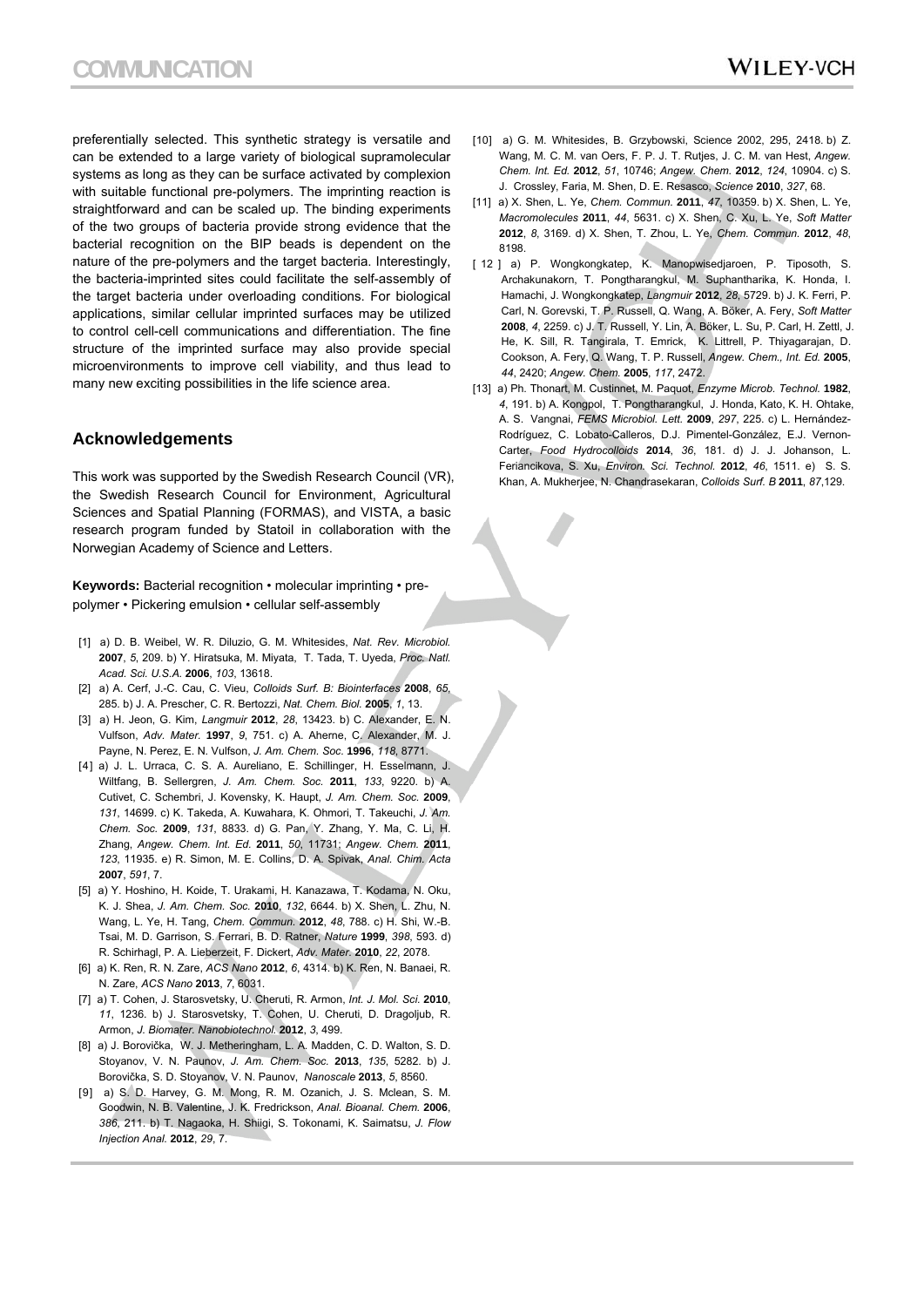preferentially selected. This synthetic strategy is versatile and can be extended to a large variety of biological supramolecular systems as long as they can be surface activated by complexion with suitable functional pre-polymers. The imprinting reaction is straightforward and can be scaled up. The binding experiments of the two groups of bacteria provide strong evidence that the bacterial recognition on the BIP beads is dependent on the nature of the pre-polymers and the target bacteria. Interestingly, the bacteria-imprinted sites could facilitate the self-assembly of the target bacteria under overloading conditions. For biological applications, similar cellular imprinted surfaces may be utilized to control cell-cell communications and differentiation. The fine structure of the imprinted surface may also provide special microenvironments to improve cell viability, and thus lead to many new exciting possibilities in the life science area.

## Acknowledgements

This work was supported by the Swedish Research Council (VR), the Swedish Research Council for Environment, Agricultural Sciences and Spatial Planning (FORMAS), and VISTA, a basic research program funded by Statoil in collaboration with the Norwegian Academy of Science and Letters.

**Keywords:** Bacterial recognition • molecular imprinting • pre-polymer • Pickering emulsion • cellular self-assembly

[1] a) D. B. Weibel, W. R. Diluzio, G. M. Whitesides, *Nat. Rev. Microbiol.* **2007**, *5*, 209. b) Y. Hiratsuka, M. Miyata, T. Tada, T. Uyeda, *Proc. Natl. Acad. Sci. U.S.A.* **2006**, *103*, 13618.

[2] a) A. Cerf, J.-C. Cau, C. Vieu, *Colloids Surf. B: Biointerfaces* **2008**, *65*, 285. b) J. A. Prescher, C. R. Bertozzi, *Nat. Chem. Biol.* **2005**, *1*, 13.

[3] a) H. Jeon, G. Kim, *Langmuir* **2012**, *28*, 13423. b) C. Alexander, E. N. Vulfson, *Adv. Mater.* **1997**, *9*, 751. c) A. Aherne, C. Alexander, M. J. Payne, N. Perez, E. N. Vulfson, *J. Am. Chem. Soc.* **1996**, *118*, 8771.

[4] a) J. L. Urraca, C. S. A. Aureliano, E. Schillinger, H. Esselmann, J. Wiltfang, B. Sellergren, *J. Am. Chem. Soc.* **2011**, *133*, 9220. b) A. Cutivet, C. Schembri, J. Kovensky, K. Haupt, *J. Am. Chem. Soc.* **2009**, *131*, 14699. c) K. Takeda, A. Kuwahara, K. Ohmori, T. Takeuchi, *J. Am. Chem. Soc.* **2009**, *131*, 8833. d) G. Pan, Y. Zhang, Y. Ma, C. Li, H. Zhang, *Angew. Chem. Int. Ed.* **2011**, *50*, 11731; *Angew. Chem.* **2011**, *123*, 11935. e) R. Simon, M. E. Collins, D. A. Spivak, *Anal. Chim. Acta* **2007**, *591*, 7.

[5] a) Y. Hoshino, H. Koide, T. Urakami, H. Kanazawa, T. Kodama, N. Oku, K. J. Shea, *J. Am. Chem. Soc.* **2010**, *132*, 6644. b) X. Shen, L. Zhu, N. Wang, L. Ye, H. Tang, *Chem. Commun.* **2012**, *48*, 788. c) H. Shi, W.-B. Tsai, M. D. Garrison, S. Ferrari, B. D. Ratner, *Nature* **1999**, *398*, 593. d) R. Schirhagl, P. A. Lieberzeit, F. Dickert, *Adv. Mater.* **2010**, *22*, 2078.

[6] a) K. Ren, R. N. Zare, *ACS Nano* **2012**, *6*, 4314. b) K. Ren, N. Banaei, R. N. Zare, *ACS Nano* **2013**, *7*, 6031.

[7] a) T. Cohen, J. Starosvetsky, U. Cheruti, R. Armon, *Int. J. Mol. Sci.* **2010**, *11*, 1236. b) J. Starosvetsky, T. Cohen, U. Cheruti, D. Dragoljub, R. Armon, *J. Biomater. Nanobiotechnol.* **2012**, *3*, 499.

[8] a) J. Borovička, W. J. Metheringham, L. A. Madden, C. D. Walton, S. D. Stoyanov, V. N. Paunov, *J. Am. Chem. Soc.* **2013**, *135*, 5282. b) J. Borovička, S. D. Stoyanov, V. N. Paunov, *Nanoscale* **2013**, *5*, 8560.

[9] a) S. D. Harvey, G. M. Mong, R. M. Ozanich, J. S. Mclean, S. M. Goodwin, N. B. Valentine, J. K. Fredrickson, *Anal. Bioanal. Chem.* **2006**, *386*, 211. b) T. Nagaoka, H. Shiigi, S. Tokonami, K. Saimatsu, *J. Flow Injection Anal.* **2012**, *29*, 7.

[10] a) G. M. Whitesides, B. Grzybowski, Science 2002, 295, 2418. b) Z. Wang, M. C. M. van Oers, F. P. J. T. Rutjes, J. C. M. van Hest, *Angew. Chem. Int. Ed.* **2012**, *51*, 10746; *Angew. Chem.* **2012**, *124*, 10904. c) S. J. Crossley, Faria, M. Shen, D. E. Resasco, *Science* **2010**, *327*, 68.

[11] a) X. Shen, L. Ye, *Chem. Commun.* **2011**, *47*, 10359. b) X. Shen, L. Ye, *Macromolecules* **2011**, *44*, 5631. c) X. Shen, C. Xu, L. Ye, *Soft Matter* **2012**, *8*, 3169. d) X. Shen, T. Zhou, L. Ye, *Chem. Commun.* **2012**, *48*, 8198.

[12] a) P. Wongkongkatep, K. Manopwisedjaroen, P. Tiposoth, S. Archakunakorn, T. Pongtharangkul, M. Suphantharika, K. Honda, I. Hamachi, J. Wongkongkatep, *Langmuir* **2012**, *28*, 5729. b) J. K. Ferri, P. Carl, N. Gorevski, T. P. Russell, Q. Wang, A. Böker, A. Fery, *Soft Matter* **2008**, *4*, 2259. c) J. T. Russell, Y. Lin, A. Böker, L. Su, P. Carl, H. Zettl, J. He, K. Sill, R. Tangirala, T. Emrick, K. Littrell, P. Thiyagarajan, D. Cookson, A. Fery, Q. Wang, T. P. Russell, *Angew. Chem., Int. Ed.* **2005**, *44*, 2420; *Angew. Chem.* **2005**, *117*, 2472.

[13] a) Ph. Thonart, M. Custinnet, M. Paquot, *Enzyme Microb. Technol.* **1982**, *4*, 191. b) A. Kongpol, T. Pongtharangkul, J. Honda, Kato, K. H. Ohtake, A. S. Vangnai, *FEMS Microbiol. Lett.* **2009**, *297*, 225. c) L. Hernández-Rodríguez, C. Lobato-Calleros, D.J. Pimentel-González, E.J. Vernon-Carter, *Food Hydrocolloids* **2014**, *36*, 181. d) J. J. Johanson, L. Feriancikova, S. Xu, *Environ. Sci. Technol.* **2012**, *46*, 1511. e) S. S. Khan, A. Mukherjee, N. Chandrasekaran, *Colloids Surf. B* **2011**, *87*,129.